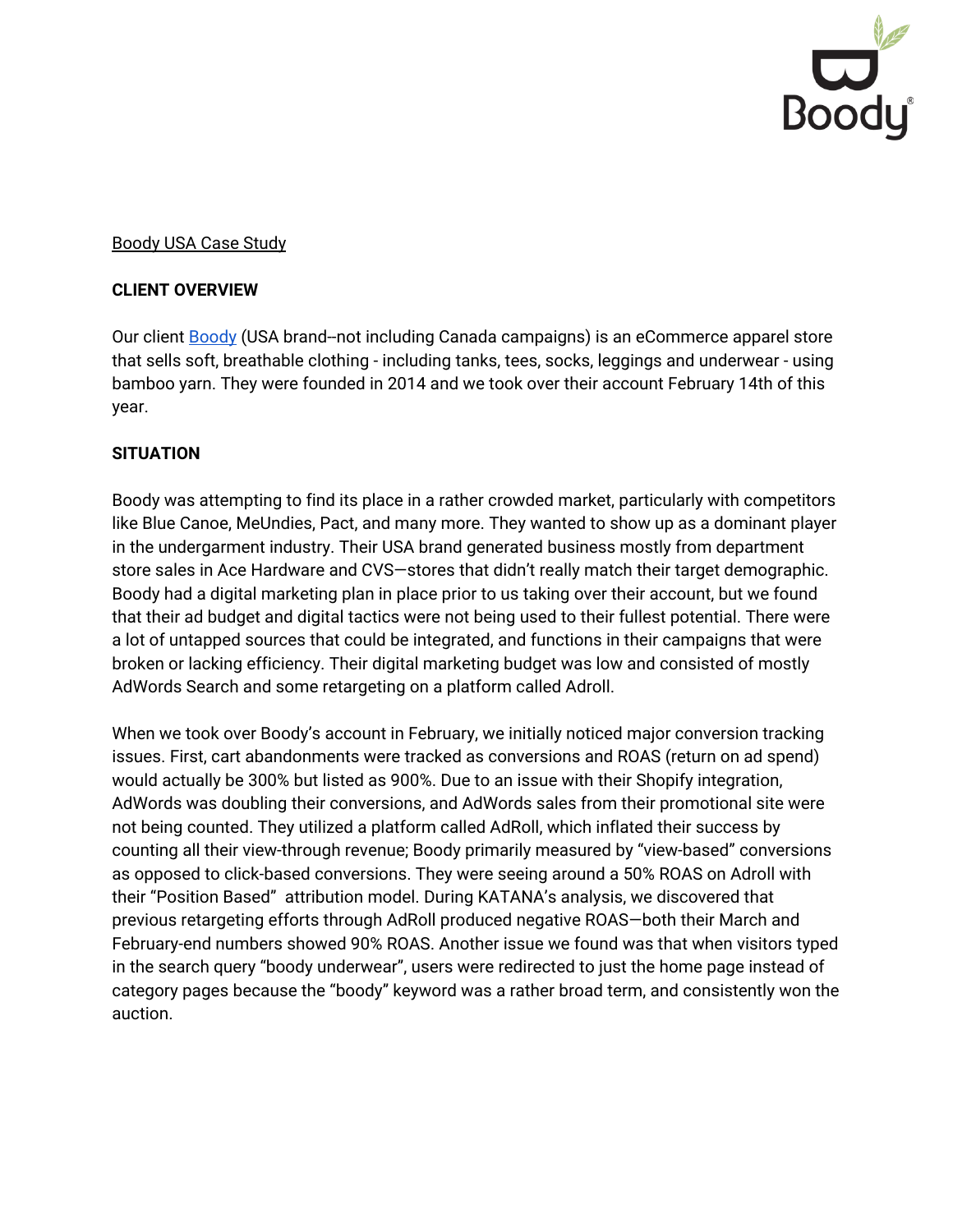Boody USA Case Study

## CLIENT OVERVIEW

Our client Boody (USA brand--not including Canada campaigns) is an eCommerce apparel store that sells soft, breathable clothing - including tanks, tees, socks, leggings and underwear - using bamboo yarn. They were founded in 2014 and we took over their account February 14th of this year.

## SITUATION

Boody was attempting to find its place in a rather crowded market, particularly with competitors like Blue Canoe, MeUndies, Pact, and many more. They wanted to show up as a dominant player in the undergarment industry. Their USA brand generated business mostly from department store sales in Ace Hardware and CVS—stores that didn't really match their target demographic. Boody had a digital marketing plan in place prior to us taking over their account, but we found that their ad budget and digital tactics were not being used to their fullest potential. There were a lot of untapped sources that could be integrated, and functions in their campaigns that were broken or lacking efficiency. Their digital marketing budget was low and consisted of mostly AdWords Search and some retargeting on a platform called Adroll.

When we took over Boody's account in February, we initially noticed major conversion tracking issues. First, cart abandonments were tracked as conversions and ROAS (return on ad spend) would actually be 300% but listed as 900%. Due to an issue with their Shopify integration, AdWords was doubling their conversions, and AdWords sales from their promotional site were not being counted. They utilized a platform called AdRoll, which inflated their success by counting all their view-through revenue; Boody primarily measured by "view-based" conversions as opposed to click-based conversions. They were seeing around a 50% ROAS on Adroll with their "Position Based" attribution model. During KATANA's analysis, we discovered that previous retargeting efforts through AdRoll produced negative ROAS—both their March and February-end numbers showed 90% ROAS. Another issue we found was that when visitors typed in the search query "boody underwear", users were redirected to just the home page instead of category pages because the "boody" keyword was a rather broad term, and consistently won the auction.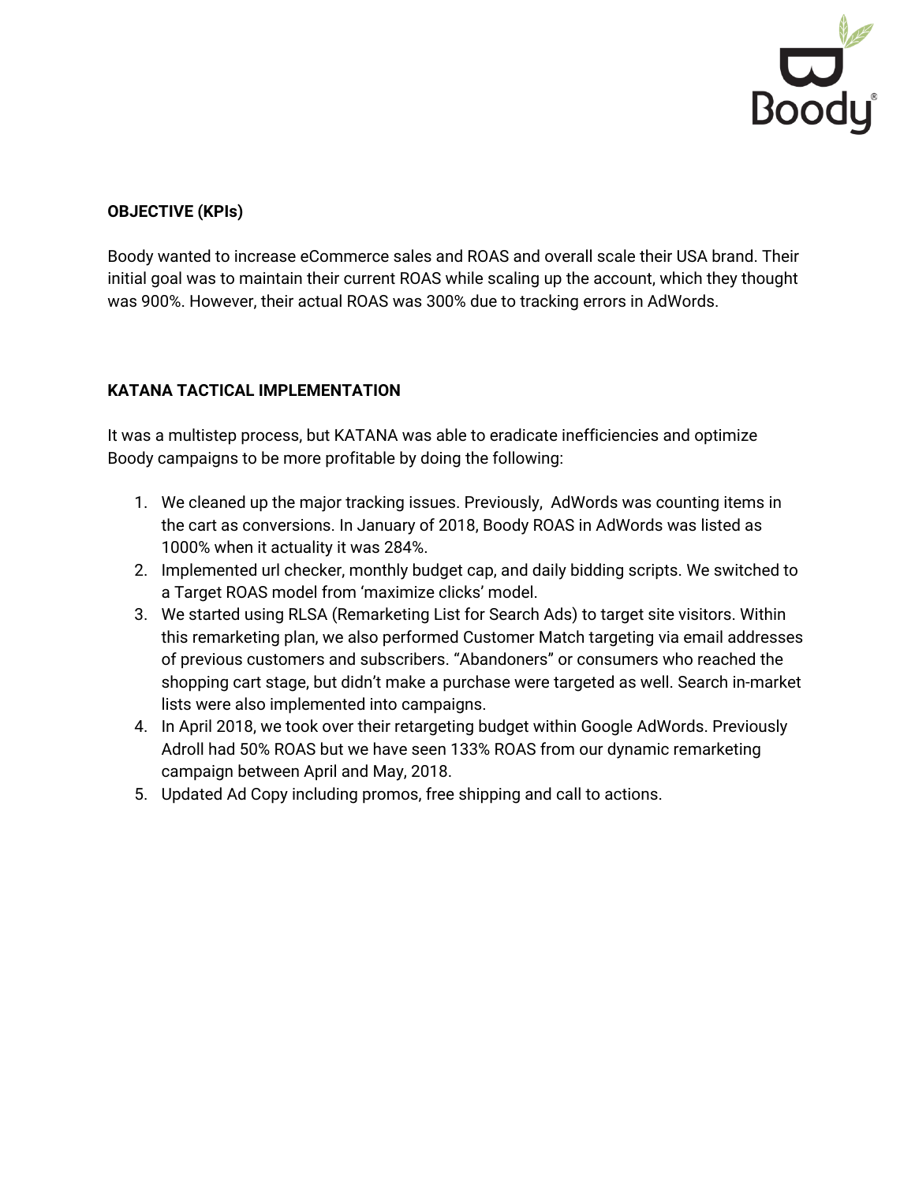**OBJECTIVE (KPIs)**

Boody wanted to increase eCommerce sales and ROAS and overall scale their USA brand. Their initial goal was to maintain their current ROAS while scaling up the account, which they thought was 900%. However, their actual ROAS was 300% due to tracking errors in AdWords.

**KATANA TACTICAL IMPLEMENTATION**

It was a multistep process, but KATANA was able to eradicate inefficiencies and optimize Boody campaigns to be more profitable by doing the following:

1. We cleaned up the major tracking issues. Previously, AdWords was counting items in the cart as conversions. In January of 2018, Boody ROAS in AdWords was listed as 1000% when it actuality it was 284%.
2. Implemented url checker, monthly budget cap, and daily bidding scripts. We switched to a Target ROAS model from 'maximize clicks' model.
3. We started using RLSA (Remarketing List for Search Ads) to target site visitors. Within this remarketing plan, we also performed Customer Match targeting via email addresses of previous customers and subscribers. "Abandoners" or consumers who reached the shopping cart stage, but didn't make a purchase were targeted as well. Search in-market lists were also implemented into campaigns.
4. In April 2018, we took over their retargeting budget within Google AdWords. Previously Adroll had 50% ROAS but we have seen 133% ROAS from our dynamic remarketing campaign between April and May, 2018.
5. Updated Ad Copy including promos, free shipping and call to actions.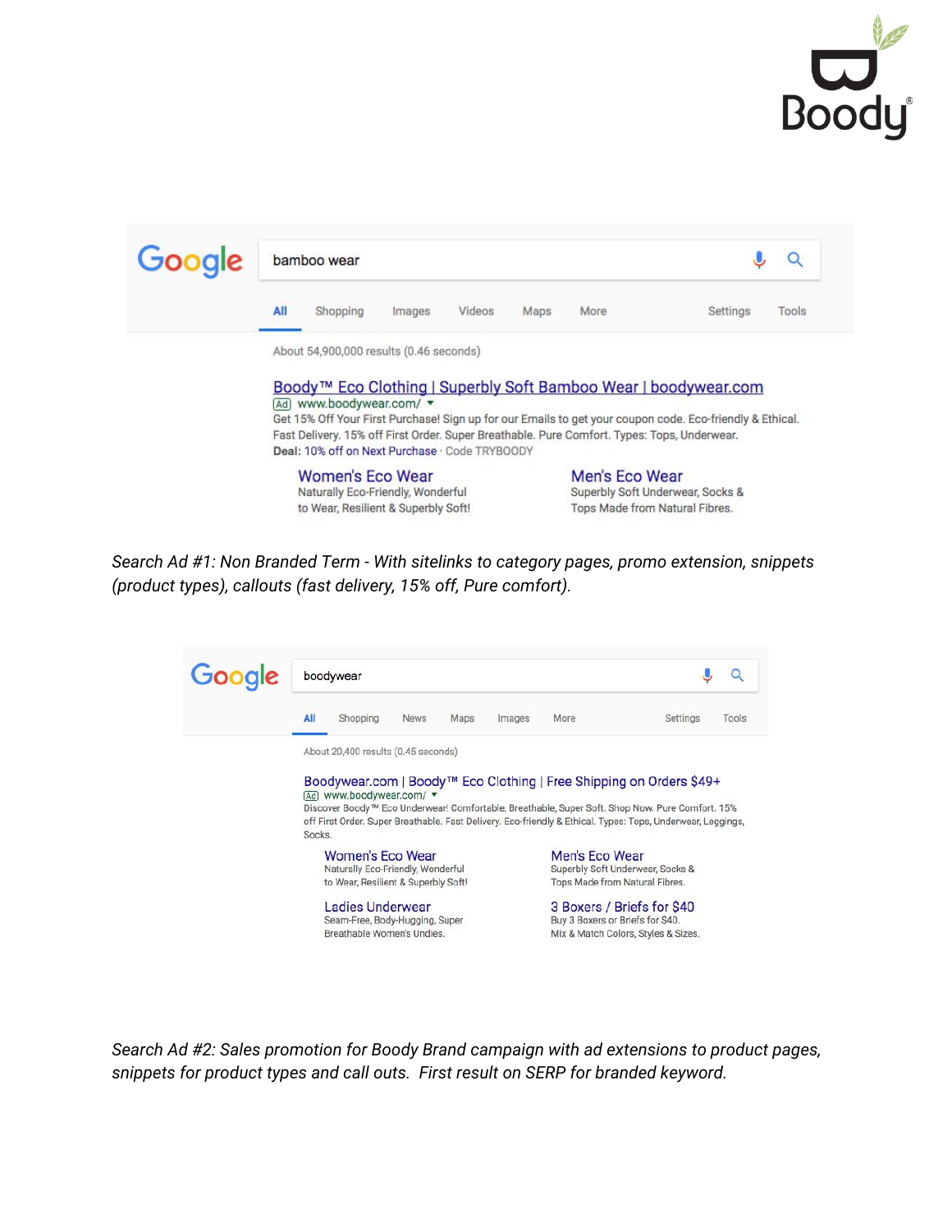Search Ad #1: Non Branded Term - With sitelinks to category pages, promo extension, snippets (product types), callouts (fast delivery, 15% off, Pure comfort).

*Search Ad #1: Non Branded Term - With sitelinks to category pages, promo extension, snippets (product types), callouts (fast delivery, 15% off, Pure comfort).*

*Search Ad #2: Sales promotion for Boody Brand campaign with ad extensions to product pages, snippets for product types and call outs. First result on SERP for branded keyword.*

*Search Ad #1: Non Branded Term - With sitelinks to category pages, promo extension, snippets (product types), callouts (fast delivery, 15% off, Pure comfort).*

*Search Ad #2: Sales promotion for Boody Brand campaign with ad extensions to product pages, snippets for product types and call outs. First result on SERP for branded keyword.*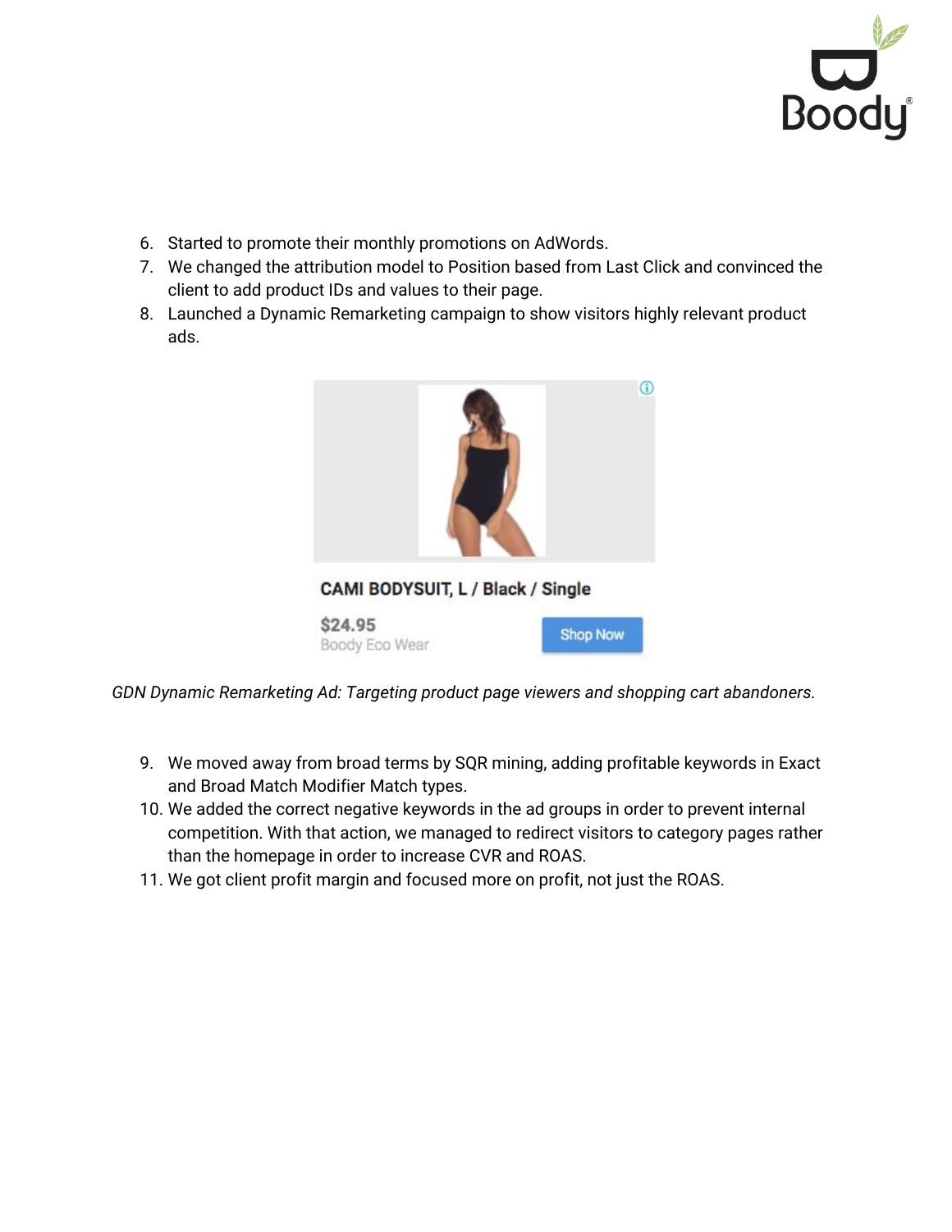6. Started to promote their monthly promotions on AdWords.
7. We changed the attribution model to Position based from Last Click and convinced the client to add product IDs and values to their page.
8. Launched a Dynamic Remarketing campaign to show visitors highly relevant product ads.

*GDN Dynamic Remarketing Ad: Targeting product page viewers and shopping cart abandoners.*

9. We moved away from broad terms by SQR mining, adding profitable keywords in Exact and Broad Match Modifier Match types.
10. We added the correct negative keywords in the ad groups in order to prevent internal competition. With that action, we managed to redirect visitors to category pages rather than the homepage in order to increase CVR and ROAS.
11. We got client profit margin and focused more on profit, not just the ROAS.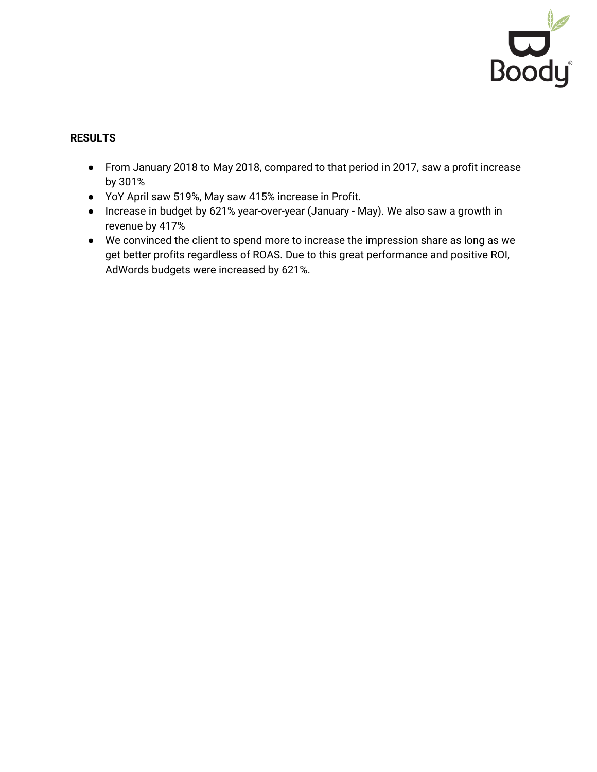**RESULTS**

- From January 2018 to May 2018, compared to that period in 2017, saw a profit increase by 301%
- YoY April saw 519%, May saw 415% increase in Profit.
- Increase in budget by 621% year-over-year (January - May). We also saw a growth in revenue by 417%
- We convinced the client to spend more to increase the impression share as long as we get better profits regardless of ROAS. Due to this great performance and positive ROI, AdWords budgets were increased by 621%.